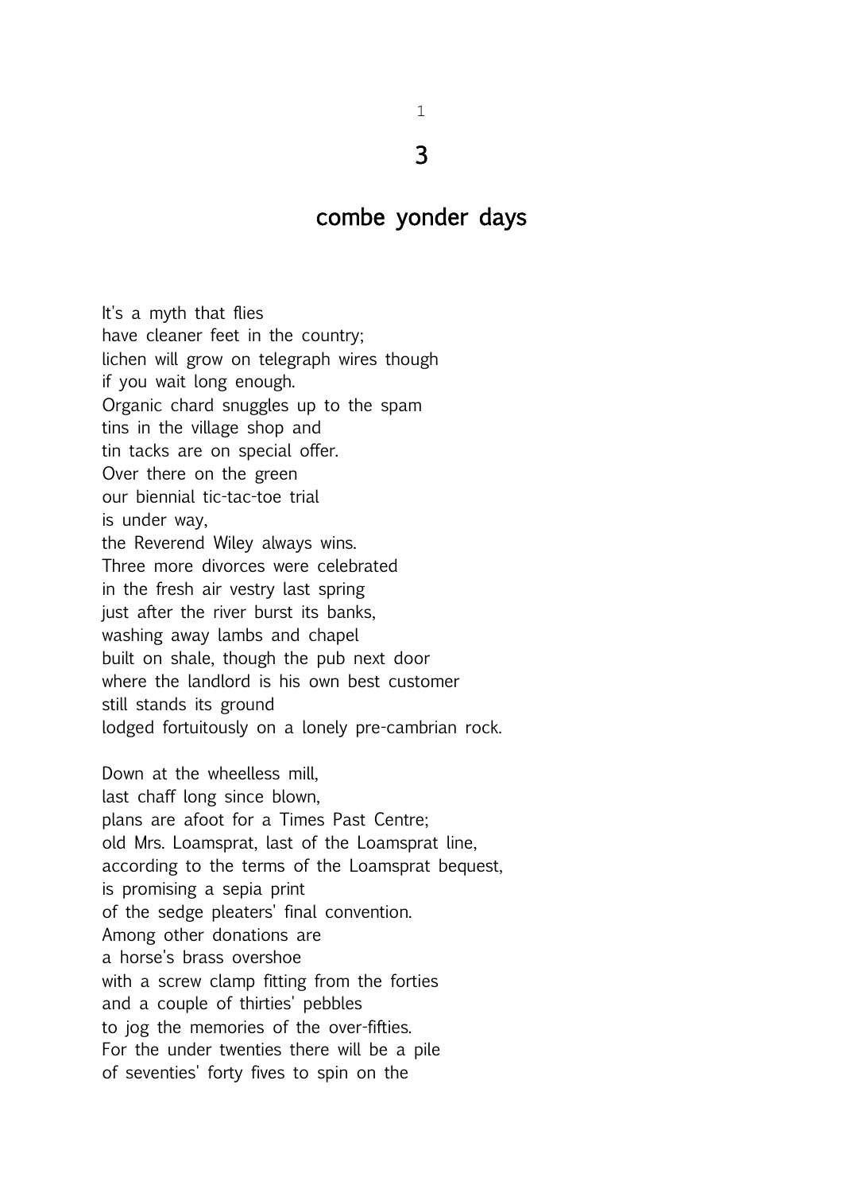## 3

## combe yonder days

It's a myth that flies  
have cleaner feet in the country;  
lichen will grow on telegraph wires though  
if you wait long enough.  
Organic chard snuggles up to the spam  
tins in the village shop and  
tin tacks are on special offer.  
Over there on the green  
our biennial tic-tac-toe trial  
is under way,  
the Reverend Wiley always wins.  
Three more divorces were celebrated  
in the fresh air vestry last spring  
just after the river burst its banks,  
washing away lambs and chapel  
built on shale, though the pub next door  
where the landlord is his own best customer  
still stands its ground  
lodged fortuitously on a lonely pre-cambrian rock.

Down at the wheelless mill,  
last chaff long since blown,  
plans are afoot for a Times Past Centre;  
old Mrs. Loamsprat, last of the Loamsprat line,  
according to the terms of the Loamsprat bequest,  
is promising a sepia print  
of the sedge pleaters' final convention.  
Among other donations are  
a horse's brass overshoe  
with a screw clamp fitting from the forties  
and a couple of thirties' pebbles  
to jog the memories of the over-fifties.  
For the under twenties there will be a pile  
of seventies' forty fives to spin on the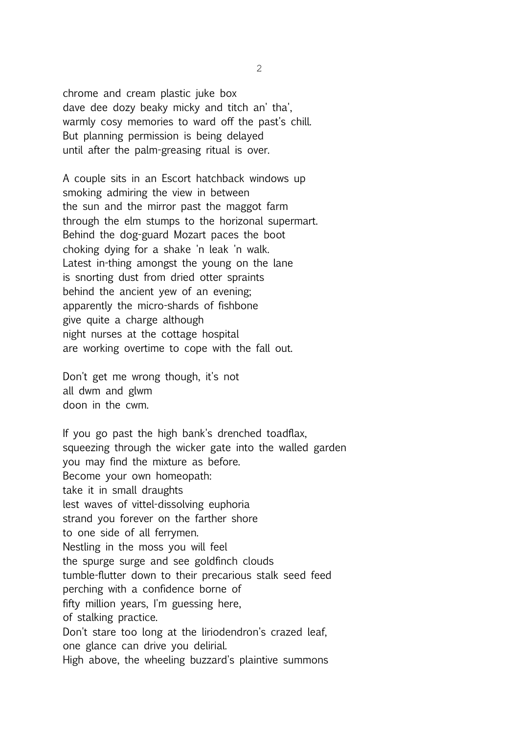chrome and cream plastic juke box  
dave dee dozy beaky micky and titch an' tha',  
warmly cosy memories to ward off the past's chill.  
But planning permission is being delayed  
until after the palm-greasing ritual is over.

A couple sits in an Escort hatchback windows up  
smoking admiring the view in between  
the sun and the mirror past the maggot farm  
through the elm stumps to the horizonal supermart.  
Behind the dog-guard Mozart paces the boot  
choking dying for a shake 'n leak 'n walk.  
Latest in-thing amongst the young on the lane  
is snorting dust from dried otter spraints  
behind the ancient yew of an evening;  
apparently the micro-shards of fishbone  
give quite a charge although  
night nurses at the cottage hospital  
are working overtime to cope with the fall out.

Don't get me wrong though, it's not  
all dwm and glwm  
doon in the cwm.

If you go past the high bank's drenched toadflax,  
squeezing through the wicker gate into the walled garden  
you may find the mixture as before.  
Become your own homeopath:  
take it in small draughts  
lest waves of vittel-dissolving euphoria  
strand you forever on the farther shore  
to one side of all ferrymen.  
Nestling in the moss you will feel  
the spurge surge and see goldfinch clouds  
tumble-flutter down to their precarious stalk seed feed  
perching with a confidence borne of  
fifty million years, I'm guessing here,  
of stalking practice.  
Don't stare too long at the liriodendron's crazed leaf,  
one glance can drive you delirial.  
High above, the wheeling buzzard's plaintive summons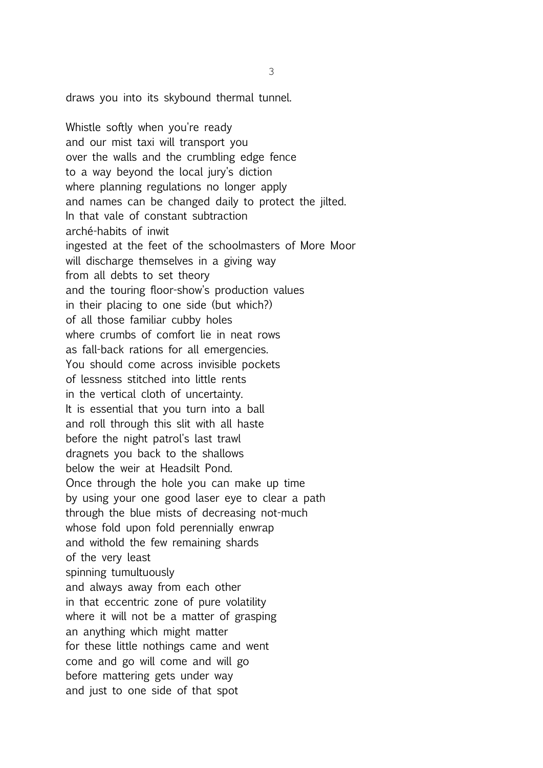draws you into its skybound thermal tunnel.

Whistle softly when you're ready  
and our mist taxi will transport you  
over the walls and the crumbling edge fence  
to a way beyond the local jury's diction  
where planning regulations no longer apply  
and names can be changed daily to protect the jilted.  
In that vale of constant subtraction  
arché-habits of inwit  
ingested at the feet of the schoolmasters of More Moor  
will discharge themselves in a giving way  
from all debts to set theory  
and the touring floor-show's production values  
in their placing to one side (but which?)  
of all those familiar cubby holes  
where crumbs of comfort lie in neat rows  
as fall-back rations for all emergencies.  
You should come across invisible pockets  
of lessness stitched into little rents  
in the vertical cloth of uncertainty.  
It is essential that you turn into a ball  
and roll through this slit with all haste  
before the night patrol's last trawl  
dragnets you back to the shallows  
below the weir at Headsilt Pond.  
Once through the hole you can make up time  
by using your one good laser eye to clear a path  
through the blue mists of decreasing not-much  
whose fold upon fold perennially enwrap  
and withold the few remaining shards  
of the very least  
spinning tumultuously  
and always away from each other  
in that eccentric zone of pure volatility  
where it will not be a matter of grasping  
an anything which might matter  
for these little nothings came and went  
come and go will come and will go  
before mattering gets under way  
and just to one side of that spot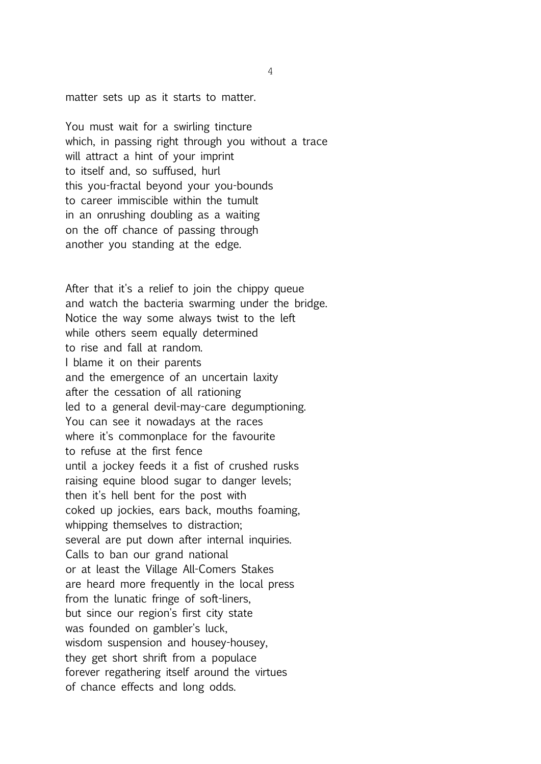matter sets up as it starts to matter.

You must wait for a swirling tincture
which, in passing right through you without a trace
will attract a hint of your imprint
to itself and, so suffused, hurl
this you-fractal beyond your you-bounds
to career immiscible within the tumult
in an onrushing doubling as a waiting
on the off chance of passing through
another you standing at the edge.

After that it's a relief to join the chippy queue
and watch the bacteria swarming under the bridge.
Notice the way some always twist to the left
while others seem equally determined
to rise and fall at random.
I blame it on their parents
and the emergence of an uncertain laxity
after the cessation of all rationing
led to a general devil-may-care degumptioning.
You can see it nowadays at the races
where it's commonplace for the favourite
to refuse at the first fence
until a jockey feeds it a fist of crushed rusks
raising equine blood sugar to danger levels;
then it's hell bent for the post with
coked up jockies, ears back, mouths foaming,
whipping themselves to distraction;
several are put down after internal inquiries.
Calls to ban our grand national
or at least the Village All-Comers Stakes
are heard more frequently in the local press
from the lunatic fringe of soft-liners,
but since our region's first city state
was founded on gambler's luck,
wisdom suspension and housey-housey,
they get short shrift from a populace
forever regathering itself around the virtues
of chance effects and long odds.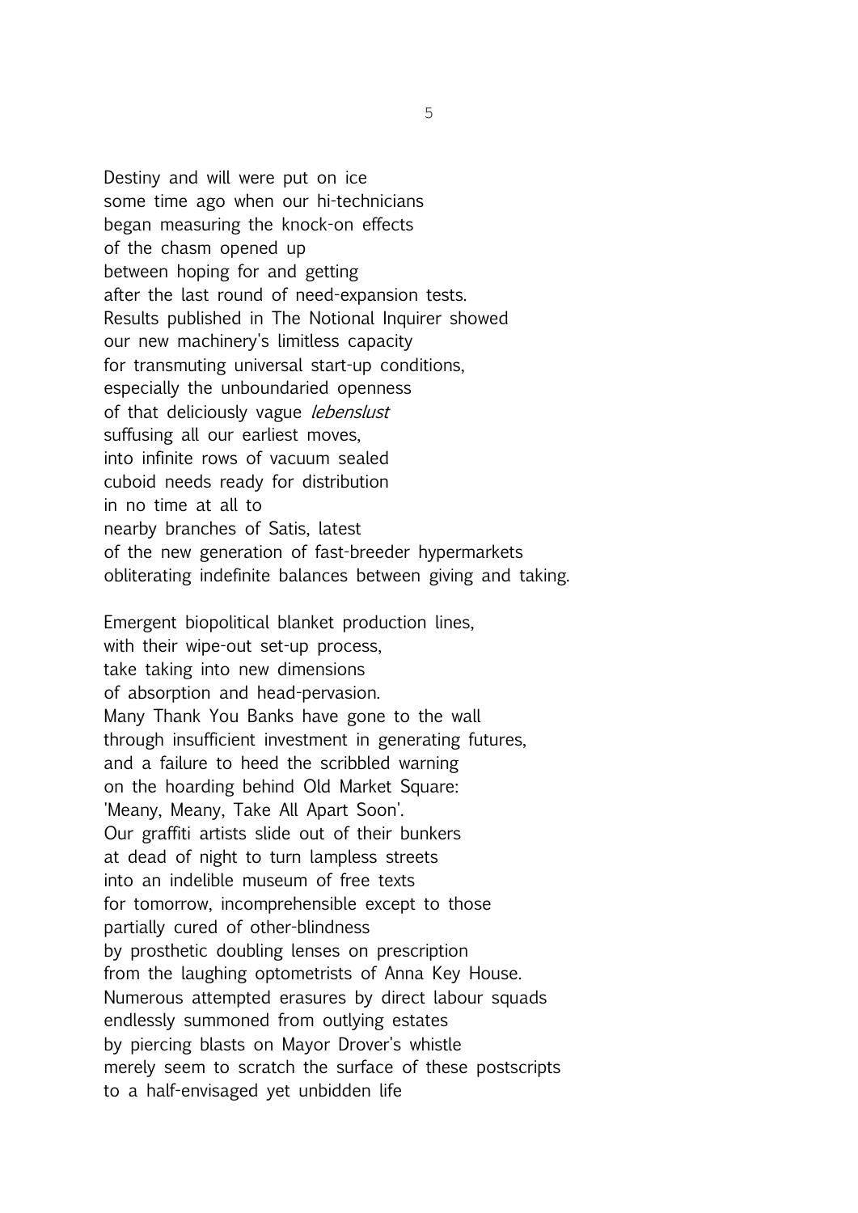Destiny and will were put on ice  
some time ago when our hi-technicians  
began measuring the knock-on effects  
of the chasm opened up  
between hoping for and getting  
after the last round of need-expansion tests.  
Results published in The Notional Inquirer showed  
our new machinery's limitless capacity  
for transmuting universal start-up conditions,  
especially the unboundaried openness  
of that deliciously vague *lebenslust*  
suffusing all our earliest moves,  
into infinite rows of vacuum sealed  
cuboid needs ready for distribution  
in no time at all to  
nearby branches of Satis, latest  
of the new generation of fast-breeder hypermarkets  
obliterating indefinite balances between giving and taking.

Emergent biopolitical blanket production lines,  
with their wipe-out set-up process,  
take taking into new dimensions  
of absorption and head-pervasion.  
Many Thank You Banks have gone to the wall  
through insufficient investment in generating futures,  
and a failure to heed the scribbled warning  
on the hoarding behind Old Market Square:  
'Meany, Meany, Take All Apart Soon'.  
Our graffiti artists slide out of their bunkers  
at dead of night to turn lampless streets  
into an indelible museum of free texts  
for tomorrow, incomprehensible except to those  
partially cured of other-blindness  
by prosthetic doubling lenses on prescription  
from the laughing optometrists of Anna Key House.  
Numerous attempted erasures by direct labour squads  
endlessly summoned from outlying estates  
by piercing blasts on Mayor Drover's whistle  
merely seem to scratch the surface of these postscripts  
to a half-envisaged yet unbidden life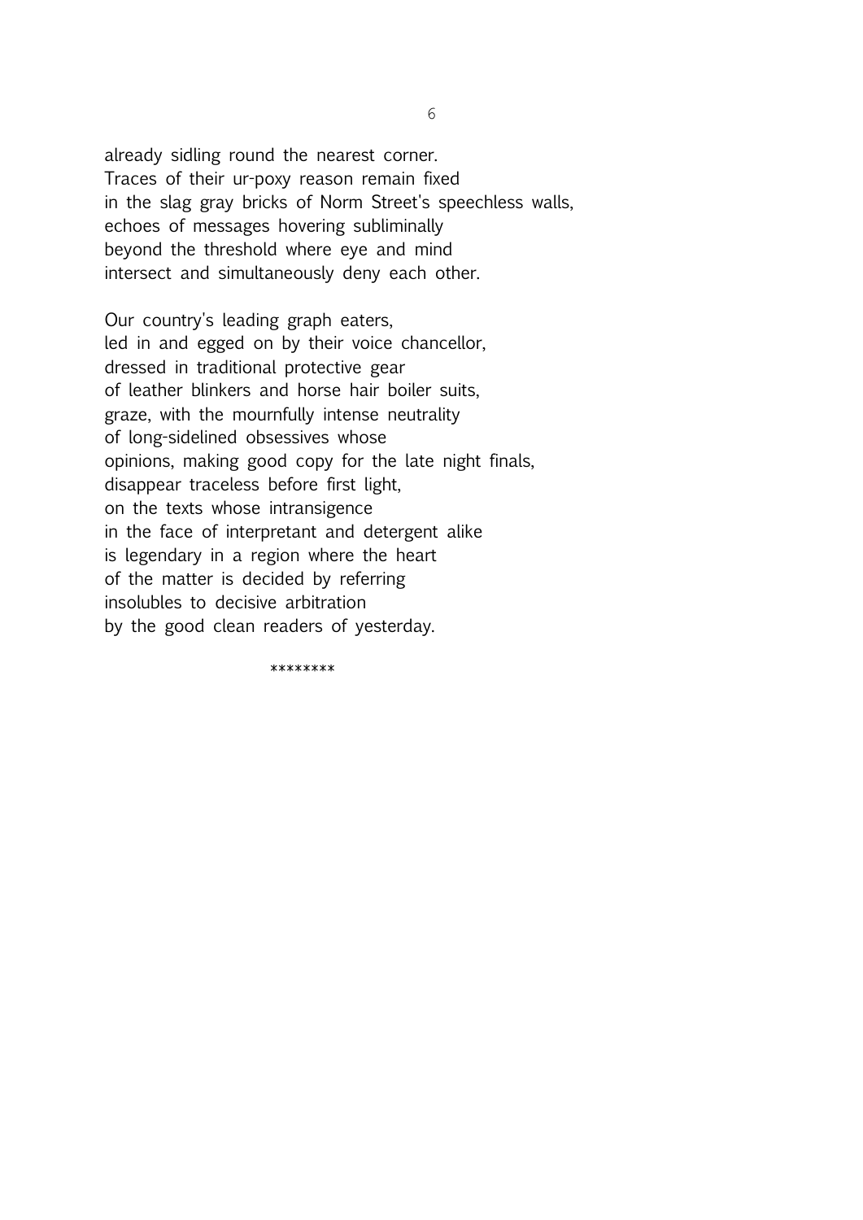already sidling round the nearest corner.
Traces of their ur-poxy reason remain fixed
in the slag gray bricks of Norm Street's speechless walls,
echoes of messages hovering subliminally
beyond the threshold where eye and mind
intersect and simultaneously deny each other.

Our country's leading graph eaters,
led in and egged on by their voice chancellor,
dressed in traditional protective gear
of leather blinkers and horse hair boiler suits,
graze, with the mournfully intense neutrality
of long-sidelined obsessives whose
opinions, making good copy for the late night finals,
disappear traceless before first light,
on the texts whose intransigence
in the face of interpretant and detergent alike
is legendary in a region where the heart
of the matter is decided by referring
insolubles to decisive arbitration
by the good clean readers of yesterday.

********